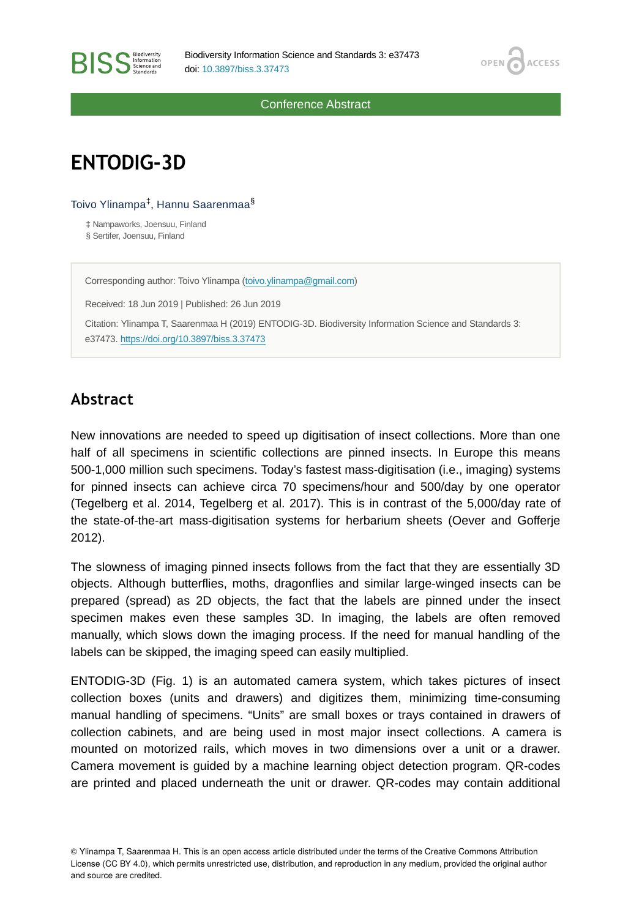Conference Abstract

# ENTODIG-3D

Toivo Ylinampa[‡], Hannu Saarenmaa[§]

‡ Nampaworks, Joensuu, Finland
§ Sertifer, Joensuu, Finland

Corresponding author: Toivo Ylinampa (toivo.ylinampa@gmail.com)

Received: 18 Jun 2019 | Published: 26 Jun 2019

Citation: Ylinampa T, Saarenmaa H (2019) ENTODIG-3D. Biodiversity Information Science and Standards 3: e37473. https://doi.org/10.3897/biss.3.37473

## Abstract

New innovations are needed to speed up digitisation of insect collections. More than one half of all specimens in scientific collections are pinned insects. In Europe this means 500-1,000 million such specimens. Today's fastest mass-digitisation (i.e., imaging) systems for pinned insects can achieve circa 70 specimens/hour and 500/day by one operator (Tegelberg et al. 2014, Tegelberg et al. 2017). This is in contrast of the 5,000/day rate of the state-of-the-art mass-digitisation systems for herbarium sheets (Oever and Gofferje 2012).

The slowness of imaging pinned insects follows from the fact that they are essentially 3D objects. Although butterflies, moths, dragonflies and similar large-winged insects can be prepared (spread) as 2D objects, the fact that the labels are pinned under the insect specimen makes even these samples 3D. In imaging, the labels are often removed manually, which slows down the imaging process. If the need for manual handling of the labels can be skipped, the imaging speed can easily multiplied.

ENTODIG-3D (Fig. 1) is an automated camera system, which takes pictures of insect collection boxes (units and drawers) and digitizes them, minimizing time-consuming manual handling of specimens. "Units" are small boxes or trays contained in drawers of collection cabinets, and are being used in most major insect collections. A camera is mounted on motorized rails, which moves in two dimensions over a unit or a drawer. Camera movement is guided by a machine learning object detection program. QR-codes are printed and placed underneath the unit or drawer. QR-codes may contain additional

© Ylinampa T, Saarenmaa H. This is an open access article distributed under the terms of the Creative Commons Attribution License (CC BY 4.0), which permits unrestricted use, distribution, and reproduction in any medium, provided the original author and source are credited.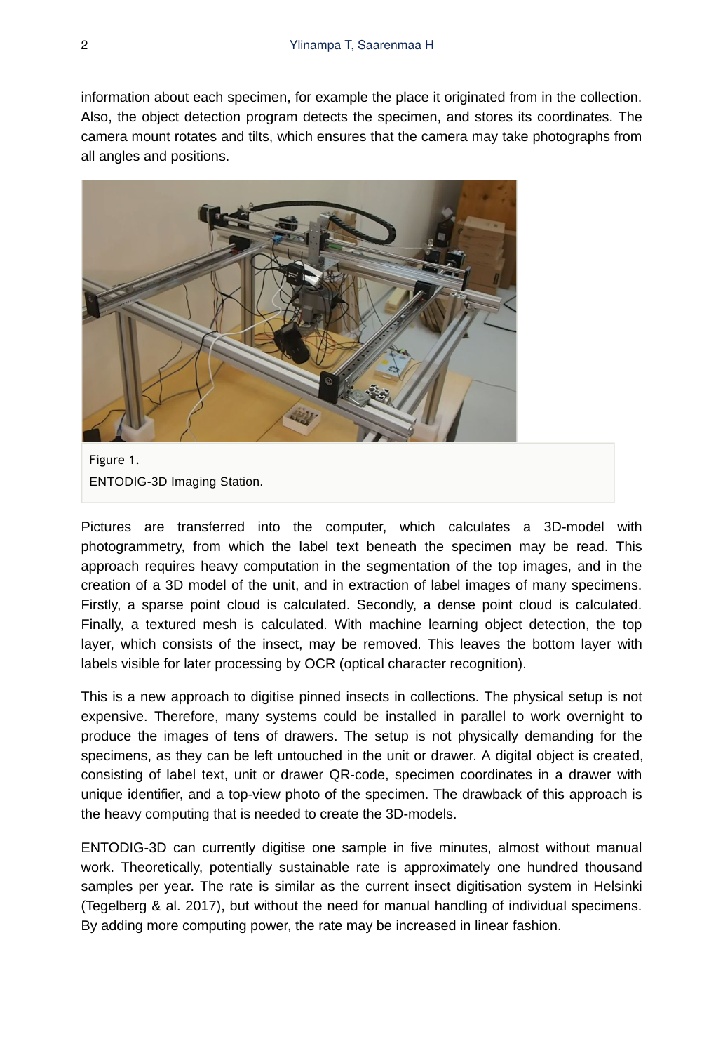information about each specimen, for example the place it originated from in the collection. Also, the object detection program detects the specimen, and stores its coordinates. The camera mount rotates and tilts, which ensures that the camera may take photographs from all angles and positions.

Figure 1.
ENTODIG-3D Imaging Station.

Pictures are transferred into the computer, which calculates a 3D-model with photogrammetry, from which the label text beneath the specimen may be read. This approach requires heavy computation in the segmentation of the top images, and in the creation of a 3D model of the unit, and in extraction of label images of many specimens. Firstly, a sparse point cloud is calculated. Secondly, a dense point cloud is calculated. Finally, a textured mesh is calculated. With machine learning object detection, the top layer, which consists of the insect, may be removed. This leaves the bottom layer with labels visible for later processing by OCR (optical character recognition).

This is a new approach to digitise pinned insects in collections. The physical setup is not expensive. Therefore, many systems could be installed in parallel to work overnight to produce the images of tens of drawers. The setup is not physically demanding for the specimens, as they can be left untouched in the unit or drawer. A digital object is created, consisting of label text, unit or drawer QR-code, specimen coordinates in a drawer with unique identifier, and a top-view photo of the specimen. The drawback of this approach is the heavy computing that is needed to create the 3D-models.

ENTODIG-3D can currently digitise one sample in five minutes, almost without manual work. Theoretically, potentially sustainable rate is approximately one hundred thousand samples per year. The rate is similar as the current insect digitisation system in Helsinki (Tegelberg & al. 2017), but without the need for manual handling of individual specimens. By adding more computing power, the rate may be increased in linear fashion.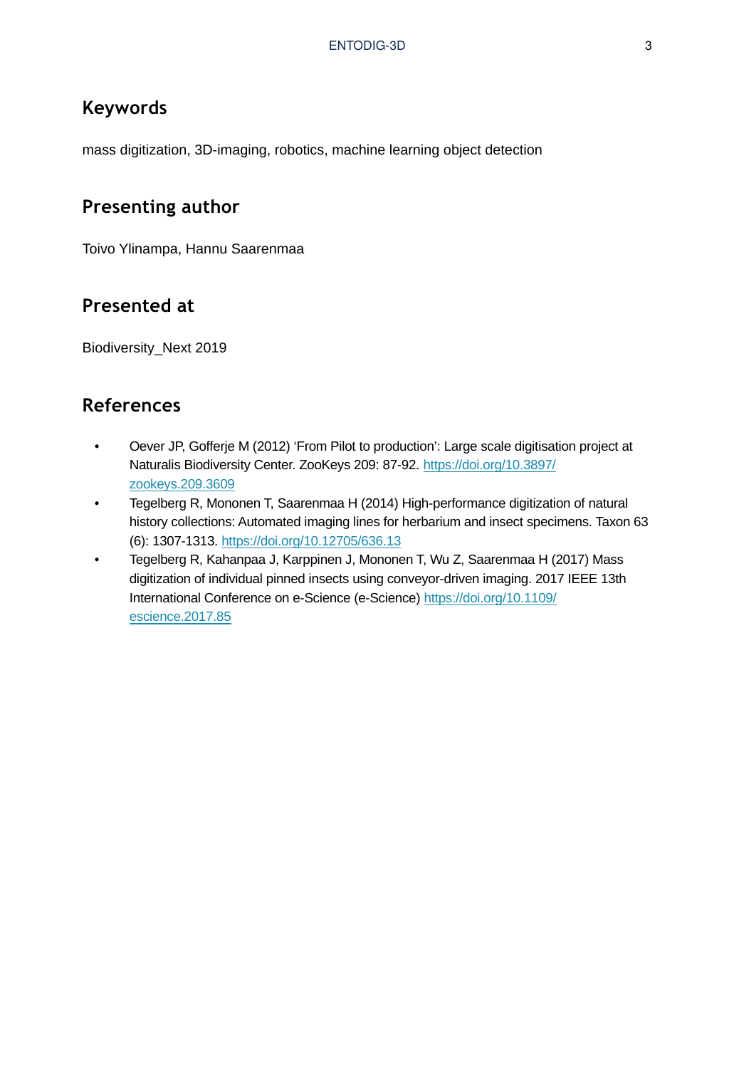## Keywords

mass digitization, 3D-imaging, robotics, machine learning object detection

## Presenting author

Toivo Ylinampa, Hannu Saarenmaa

## Presented at

Biodiversity_Next 2019

## References

- Oever JP, Gofferje M (2012) 'From Pilot to production': Large scale digitisation project at Naturalis Biodiversity Center. ZooKeys 209: 87-92. https://doi.org/10.3897/zookeys.209.3609
- Tegelberg R, Mononen T, Saarenmaa H (2014) High-performance digitization of natural history collections: Automated imaging lines for herbarium and insect specimens. Taxon 63 (6): 1307-1313. https://doi.org/10.12705/636.13
- Tegelberg R, Kahanpaa J, Karppinen J, Mononen T, Wu Z, Saarenmaa H (2017) Mass digitization of individual pinned insects using conveyor-driven imaging. 2017 IEEE 13th International Conference on e-Science (e-Science) https://doi.org/10.1109/escience.2017.85